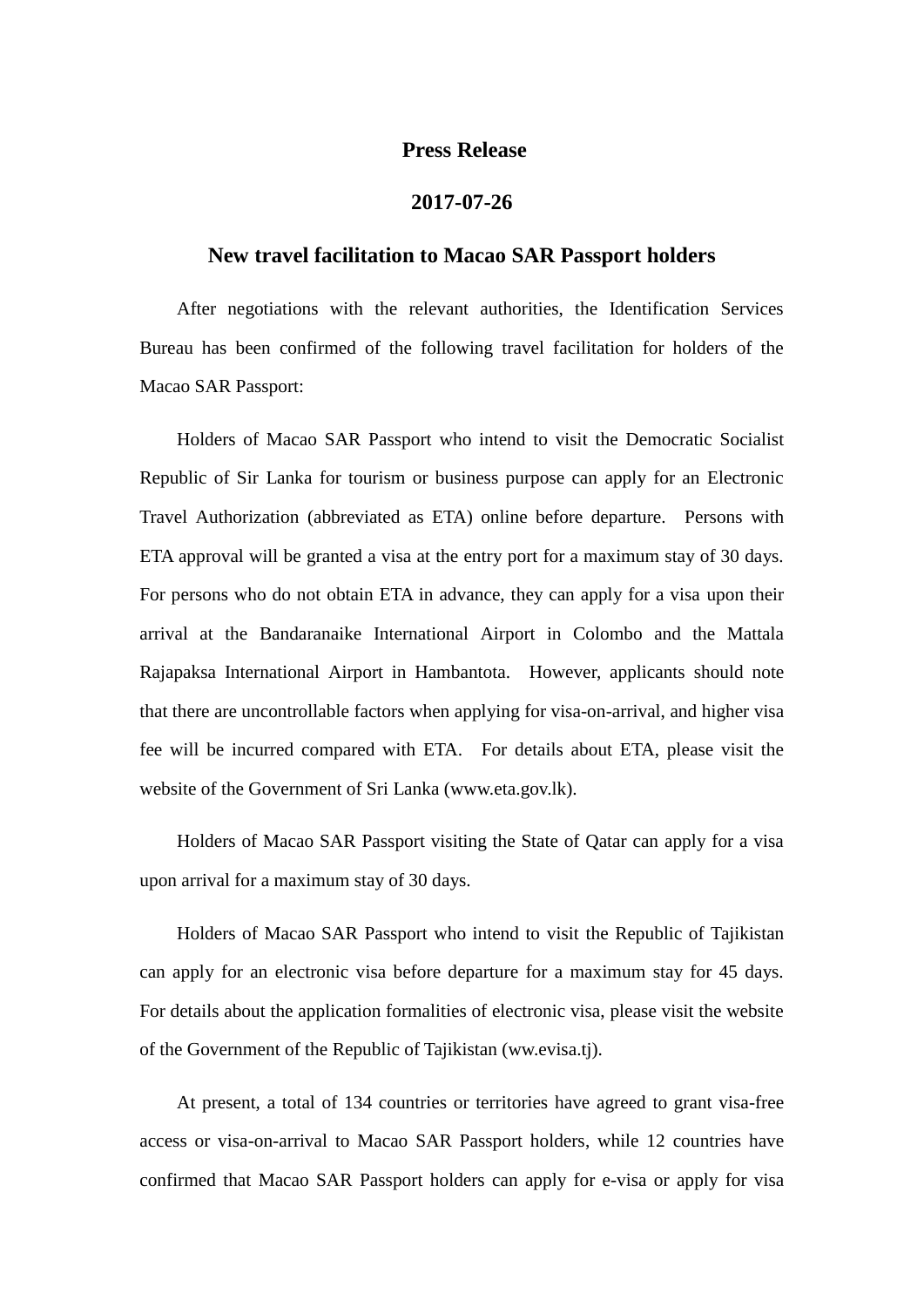# Press Release

## 2017-07-26

## New travel facilitation to Macao SAR Passport holders

After negotiations with the relevant authorities, the Identification Services Bureau has been confirmed of the following travel facilitation for holders of the Macao SAR Passport:

Holders of Macao SAR Passport who intend to visit the Democratic Socialist Republic of Sir Lanka for tourism or business purpose can apply for an Electronic Travel Authorization (abbreviated as ETA) online before departure. Persons with ETA approval will be granted a visa at the entry port for a maximum stay of 30 days. For persons who do not obtain ETA in advance, they can apply for a visa upon their arrival at the Bandaranaike International Airport in Colombo and the Mattala Rajapaksa International Airport in Hambantota. However, applicants should note that there are uncontrollable factors when applying for visa-on-arrival, and higher visa fee will be incurred compared with ETA. For details about ETA, please visit the website of the Government of Sri Lanka (www.eta.gov.lk).

Holders of Macao SAR Passport visiting the State of Qatar can apply for a visa upon arrival for a maximum stay of 30 days.

Holders of Macao SAR Passport who intend to visit the Republic of Tajikistan can apply for an electronic visa before departure for a maximum stay for 45 days. For details about the application formalities of electronic visa, please visit the website of the Government of the Republic of Tajikistan (ww.evisa.tj).

At present, a total of 134 countries or territories have agreed to grant visa-free access or visa-on-arrival to Macao SAR Passport holders, while 12 countries have confirmed that Macao SAR Passport holders can apply for e-visa or apply for visa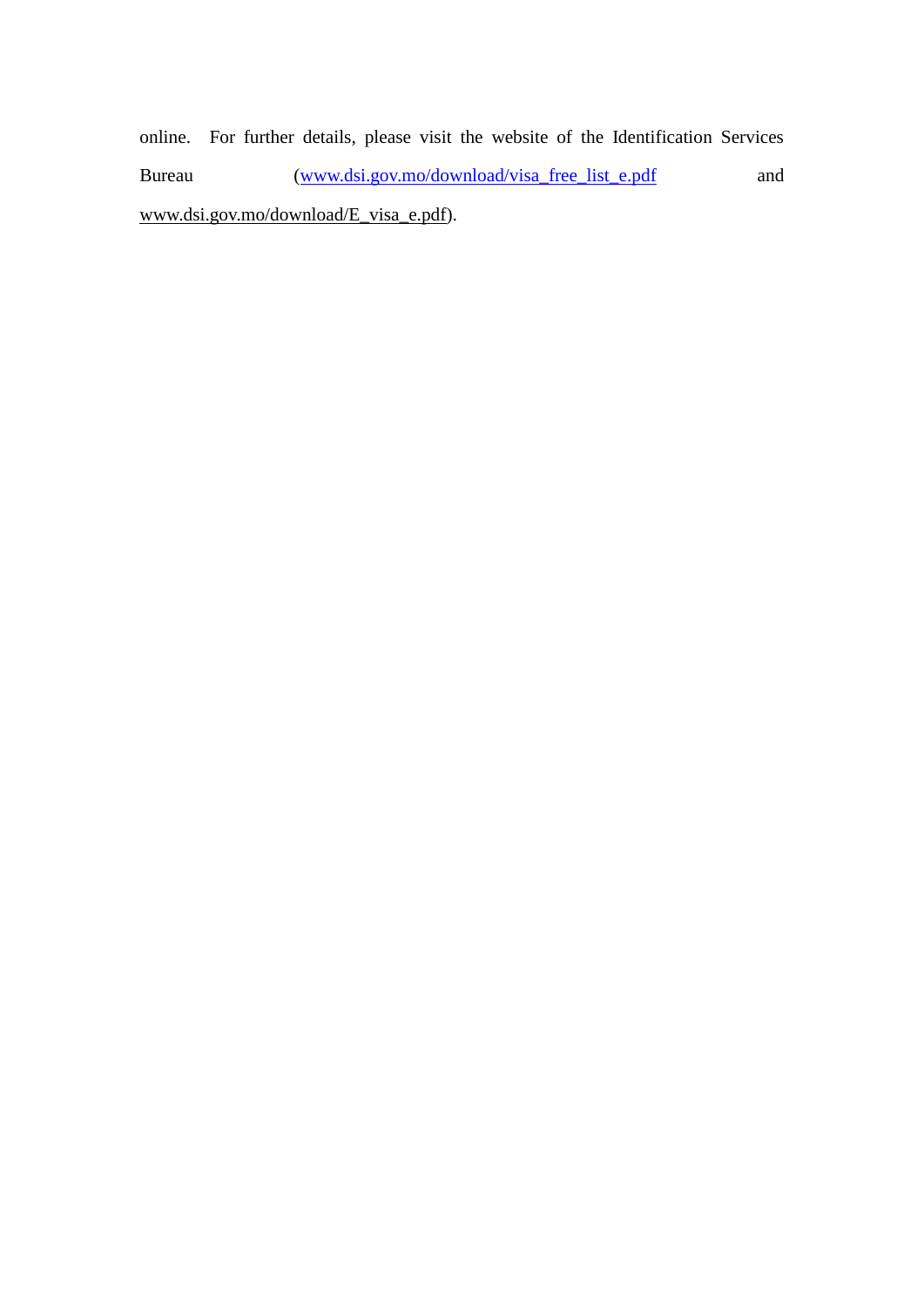online. For further details, please visit the website of the Identification Services Bureau (www.dsi.gov.mo/download/visa_free_list_e.pdf and www.dsi.gov.mo/download/E_visa_e.pdf).